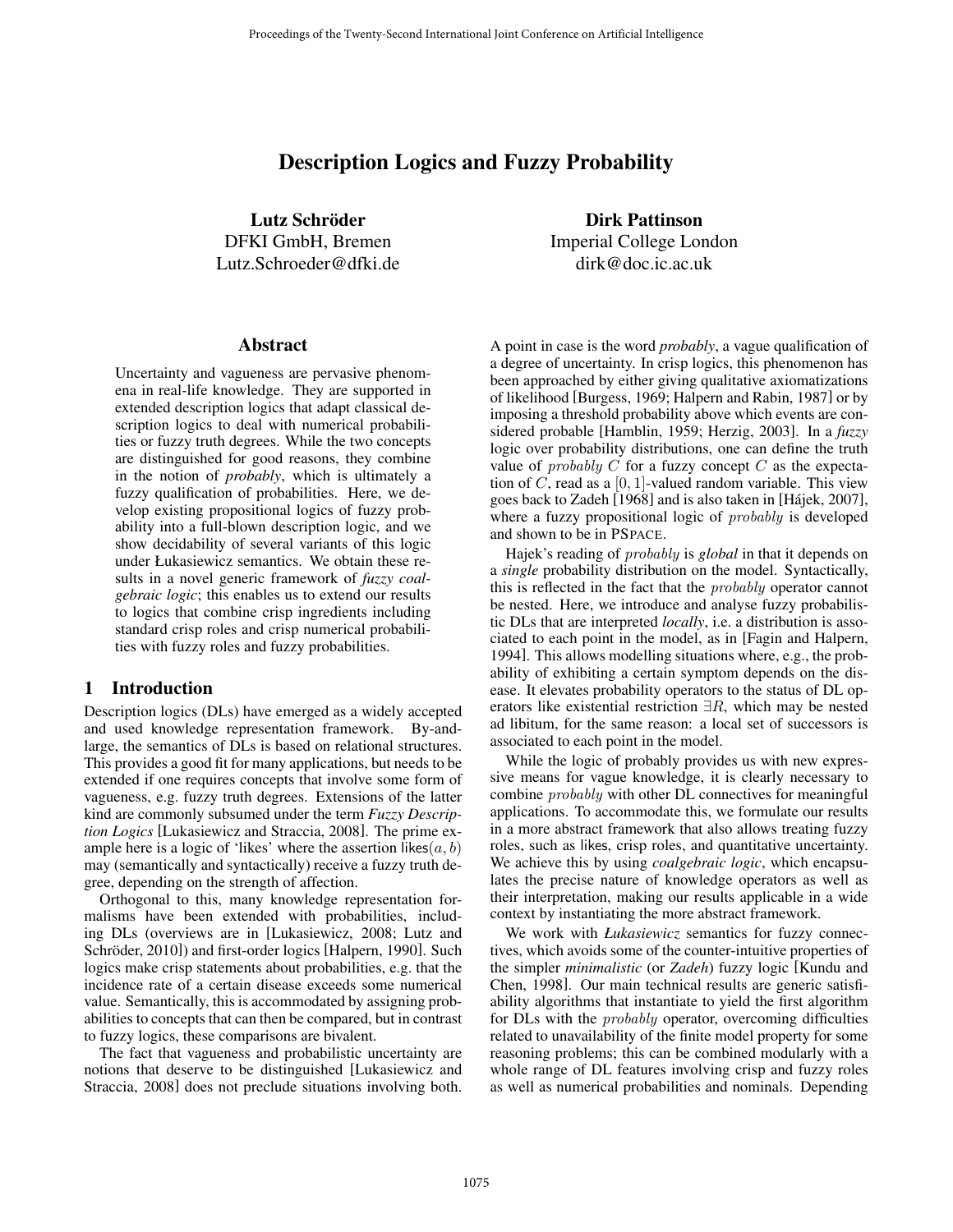# Description Logics and Fuzzy Probability

**Lutz Schröder**
DFKI GmbH, Bremen
Lutz.Schroeder@dfki.de

**Dirk Pattinson**
Imperial College London
dirk@doc.ic.ac.uk

## Abstract

Uncertainty and vagueness are pervasive phenomena in real-life knowledge. They are supported in extended description logics that adapt classical description logics to deal with numerical probabilities or fuzzy truth degrees. While the two concepts are distinguished for good reasons, they combine in the notion of *probably*, which is ultimately a fuzzy qualification of probabilities. Here, we develop existing propositional logics of fuzzy probability into a full-blown description logic, and we show decidability of several variants of this logic under Łukasiewicz semantics. We obtain these results in a novel generic framework of *fuzzy coalgebraic logic*; this enables us to extend our results to logics that combine crisp ingredients including standard crisp roles and crisp numerical probabilities with fuzzy roles and fuzzy probabilities.

## 1 Introduction

Description logics (DLs) have emerged as a widely accepted and used knowledge representation framework. By-and-large, the semantics of DLs is based on relational structures. This provides a good fit for many applications, but needs to be extended if one requires concepts that involve some form of vagueness, e.g. fuzzy truth degrees. Extensions of the latter kind are commonly subsumed under the term *Fuzzy Description Logics* [Lukasiewicz and Straccia, 2008]. The prime example here is a logic of 'likes' where the assertion likes$(a, b)$ may (semantically and syntactically) receive a fuzzy truth degree, depending on the strength of affection.

Orthogonal to this, many knowledge representation formalisms have been extended with probabilities, including DLs (overviews are in [Lukasiewicz, 2008; Lutz and Schröder, 2010]) and first-order logics [Halpern, 1990]. Such logics make crisp statements about probabilities, e.g. that the incidence rate of a certain disease exceeds some numerical value. Semantically, this is accommodated by assigning probabilities to concepts that can then be compared, but in contrast to fuzzy logics, these comparisons are bivalent.

The fact that vagueness and probabilistic uncertainty are notions that deserve to be distinguished [Lukasiewicz and Straccia, 2008] does not preclude situations involving both. A point in case is the word *probably*, a vague qualification of a degree of uncertainty. In crisp logics, this phenomenon has been approached by either giving qualitative axiomatizations of likelihood [Burgess, 1969; Halpern and Rabin, 1987] or by imposing a threshold probability above which events are considered probable [Hamblin, 1959; Herzig, 2003]. In a *fuzzy* logic over probability distributions, one can define the truth value of *probably* $C$ for a fuzzy concept $C$ as the expectation of $C$, read as a $[0, 1]$-valued random variable. This view goes back to Zadeh [1968] and is also taken in [Hájek, 2007], where a fuzzy propositional logic of *probably* is developed and shown to be in PSPACE.

Hajek's reading of *probably* is *global* in that it depends on a *single* probability distribution on the model. Syntactically, this is reflected in the fact that the *probably* operator cannot be nested. Here, we introduce and analyse fuzzy probabilistic DLs that are interpreted *locally*, i.e. a distribution is associated to each point in the model, as in [Fagin and Halpern, 1994]. This allows modelling situations where, e.g., the probability of exhibiting a certain symptom depends on the disease. It elevates probability operators to the status of DL operators like existential restriction $\exists R$, which may be nested ad libitum, for the same reason: a local set of successors is associated to each point in the model.

While the logic of probably provides us with new expressive means for vague knowledge, it is clearly necessary to combine *probably* with other DL connectives for meaningful applications. To accommodate this, we formulate our results in a more abstract framework that also allows treating fuzzy roles, such as likes, crisp roles, and quantitative uncertainty. We achieve this by using *coalgebraic logic*, which encapsulates the precise nature of knowledge operators as well as their interpretation, making our results applicable in a wide context by instantiating the more abstract framework.

We work with *Łukasiewicz* semantics for fuzzy connectives, which avoids some of the counter-intuitive properties of the simpler *minimalistic* (or *Zadeh*) fuzzy logic [Kundu and Chen, 1998]. Our main technical results are generic satisfiability algorithms that instantiate to yield the first algorithm for DLs with the *probably* operator, overcoming difficulties related to unavailability of the finite model property for some reasoning problems; this can be combined modularly with a whole range of DL features involving crisp and fuzzy roles as well as numerical probabilities and nominals. Depending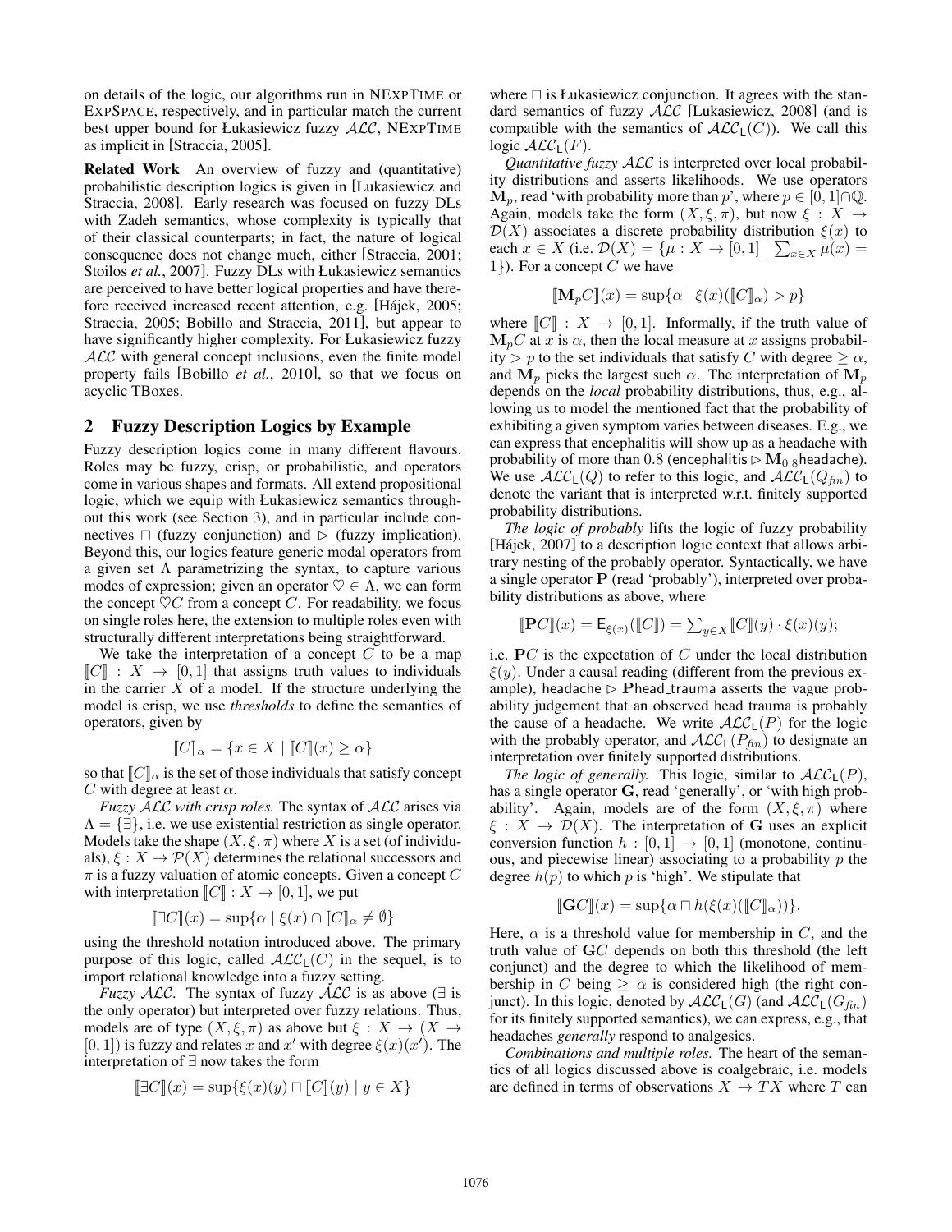on details of the logic, our algorithms run in NEXPTIME or EXPSPACE, respectively, and in particular match the current best upper bound for Łukasiewicz fuzzy $\mathcal{ALC}$, NEXPTIME as implicit in [Straccia, 2005].

**Related Work** An overview of fuzzy and (quantitative) probabilistic description logics is given in [Lukasiewicz and Straccia, 2008]. Early research was focused on fuzzy DLs with Zadeh semantics, whose complexity is typically that of their classical counterparts; in fact, the nature of logical consequence does not change much, either [Straccia, 2001; Stoilos *et al.*, 2007]. Fuzzy DLs with Łukasiewicz semantics are perceived to have better logical properties and have therefore received increased recent attention, e.g. [Hájek, 2005; Straccia, 2005; Bobillo and Straccia, 2011], but appear to have significantly higher complexity. For Łukasiewicz fuzzy $\mathcal{ALC}$ with general concept inclusions, even the finite model property fails [Bobillo *et al.*, 2010], so that we focus on acyclic TBoxes.

## 2 Fuzzy Description Logics by Example

Fuzzy description logics come in many different flavours. Roles may be fuzzy, crisp, or probabilistic, and operators come in various shapes and formats. All extend propositional logic, which we equip with Łukasiewicz semantics throughout this work (see Section 3), and in particular include connectives $\sqcap$ (fuzzy conjunction) and $\rhd$ (fuzzy implication). Beyond this, our logics feature generic modal operators from a given set $\Lambda$ parametrizing the syntax, to capture various modes of expression; given an operator $\heartsuit \in \Lambda$, we can form the concept $\heartsuit C$ from a concept $C$. For readability, we focus on single roles here, the extension to multiple roles even with structurally different interpretations being straightforward.

We take the interpretation of a concept $C$ to be a map $[\![C]\!] : X \to [0, 1]$ that assigns truth values to individuals in the carrier $X$ of a model. If the structure underlying the model is crisp, we use *thresholds* to define the semantics of operators, given by

$$[\![C]\!]_\alpha = \{x \in X \mid [\![C]\!](x) \geq \alpha\}$$

so that $[\![C]\!]_\alpha$ is the set of those individuals that satisfy concept $C$ with degree at least $\alpha$.

*Fuzzy $\mathcal{ALC}$ with crisp roles.* The syntax of $\mathcal{ALC}$ arises via $\Lambda = \{\exists\}$, i.e. we use existential restriction as single operator. Models take the shape $(X, \xi, \pi)$ where $X$ is a set (of individuals), $\xi : X \to \mathcal{P}(X)$ determines the relational successors and $\pi$ is a fuzzy valuation of atomic concepts. Given a concept $C$ with interpretation $[\![C]\!] : X \to [0, 1]$, we put

$$[\![\exists C]\!](x) = \sup\{\alpha \mid \xi(x) \cap [\![C]\!]_\alpha \neq \emptyset\}$$

using the threshold notation introduced above. The primary purpose of this logic, called $\mathcal{ALC}_\mathsf{L}(C)$ in the sequel, is to import relational knowledge into a fuzzy setting.

*Fuzzy $\mathcal{ALC}$.* The syntax of fuzzy $\mathcal{ALC}$ is as above ($\exists$ is the only operator) but interpreted over fuzzy relations. Thus, models are of type $(X, \xi, \pi)$ as above but $\xi : X \to (X \to [0, 1])$ is fuzzy and relates $x$ and $x'$ with degree $\xi(x)(x')$. The interpretation of $\exists$ now takes the form

$$[\![\exists C]\!](x) = \sup\{\xi(x)(y) \sqcap [\![C]\!](y) \mid y \in X\}$$

where $\sqcap$ is Łukasiewicz conjunction. It agrees with the standard semantics of fuzzy $\mathcal{ALC}$ [Lukasiewicz, 2008] (and is compatible with the semantics of $\mathcal{ALC}_\mathsf{L}(C)$). We call this logic $\mathcal{ALC}_\mathsf{L}(F)$.

*Quantitative fuzzy $\mathcal{ALC}$* is interpreted over local probability distributions and asserts likelihoods. We use operators $\mathbf{M}_p$, read 'with probability more than $p$', where $p \in [0, 1] \cap \mathbb{Q}$. Again, models take the form $(X, \xi, \pi)$, but now $\xi : X \to \mathcal{D}(X)$ associates a discrete probability distribution $\xi(x)$ to each $x \in X$ (i.e. $\mathcal{D}(X) = \{\mu : X \to [0, 1] \mid \sum_{x \in X} \mu(x) = 1\}$). For a concept $C$ we have

$$[\![\mathbf{M}_p C]\!](x) = \sup\{\alpha \mid \xi(x)([\![C]\!]_\alpha) > p\}$$

where $[\![C]\!] : X \to [0, 1]$. Informally, if the truth value of $\mathbf{M}_p C$ at $x$ is $\alpha$, then the local measure at $x$ assigns probability $> p$ to the set individuals that satisfy $C$ with degree $\geq \alpha$, and $\mathbf{M}_p$ picks the largest such $\alpha$. The interpretation of $\mathbf{M}_p$ depends on the *local* probability distributions, thus, e.g., allowing us to model the mentioned fact that the probability of exhibiting a given symptom varies between diseases. E.g., we can express that encephalitis will show up as a headache with probability of more than $0.8$ (encephalitis $\rhd \mathbf{M}_{0.8}$headache). We use $\mathcal{ALC}_\mathsf{L}(Q)$ to refer to this logic, and $\mathcal{ALC}_\mathsf{L}(Q_{fin})$ to denote the variant that is interpreted w.r.t. finitely supported probability distributions.

*The logic of probably* lifts the logic of fuzzy probability [Hájek, 2007] to a description logic context that allows arbitrary nesting of the probably operator. Syntactically, we have a single operator $\mathbf{P}$ (read 'probably'), interpreted over probability distributions as above, where

$$[\![\mathbf{P}C]\!](x) = \mathsf{E}_{\xi(x)}([\![C]\!]) = \textstyle\sum_{y \in X} [\![C]\!](y) \cdot \xi(x)(y);$$

i.e. $\mathbf{P}C$ is the expectation of $C$ under the local distribution $\xi(y)$. Under a causal reading (different from the previous example), headache $\rhd$ $\mathbf{P}$head_trauma asserts the vague probability judgement that an observed head trauma is probably the cause of a headache. We write $\mathcal{ALC}_\mathsf{L}(P)$ for the logic with the probably operator, and $\mathcal{ALC}_\mathsf{L}(P_{fin})$ to designate an interpretation over finitely supported distributions.

*The logic of generally.* This logic, similar to $\mathcal{ALC}_\mathsf{L}(P)$, has a single operator $\mathbf{G}$, read 'generally', or 'with high probability'. Again, models are of the form $(X, \xi, \pi)$ where $\xi : X \to \mathcal{D}(X)$. The interpretation of $\mathbf{G}$ uses an explicit conversion function $h : [0, 1] \to [0, 1]$ (monotone, continuous, and piecewise linear) associating to a probability $p$ the degree $h(p)$ to which $p$ is 'high'. We stipulate that

$$[\![\mathbf{G}C]\!](x) = \sup\{\alpha \sqcap h(\xi(x)([\![C]\!]_\alpha))\}.$$

Here, $\alpha$ is a threshold value for membership in $C$, and the truth value of $\mathbf{G}C$ depends on both this threshold (the left conjunct) and the degree to which the likelihood of membership in $C$ being $\geq \alpha$ is considered high (the right conjunct). In this logic, denoted by $\mathcal{ALC}_\mathsf{L}(G)$ (and $\mathcal{ALC}_\mathsf{L}(G_{fin})$ for its finitely supported semantics), we can express, e.g., that headaches *generally* respond to analgesics.

*Combinations and multiple roles.* The heart of the semantics of all logics discussed above is coalgebraic, i.e. models are defined in terms of observations $X \to TX$ where $T$ can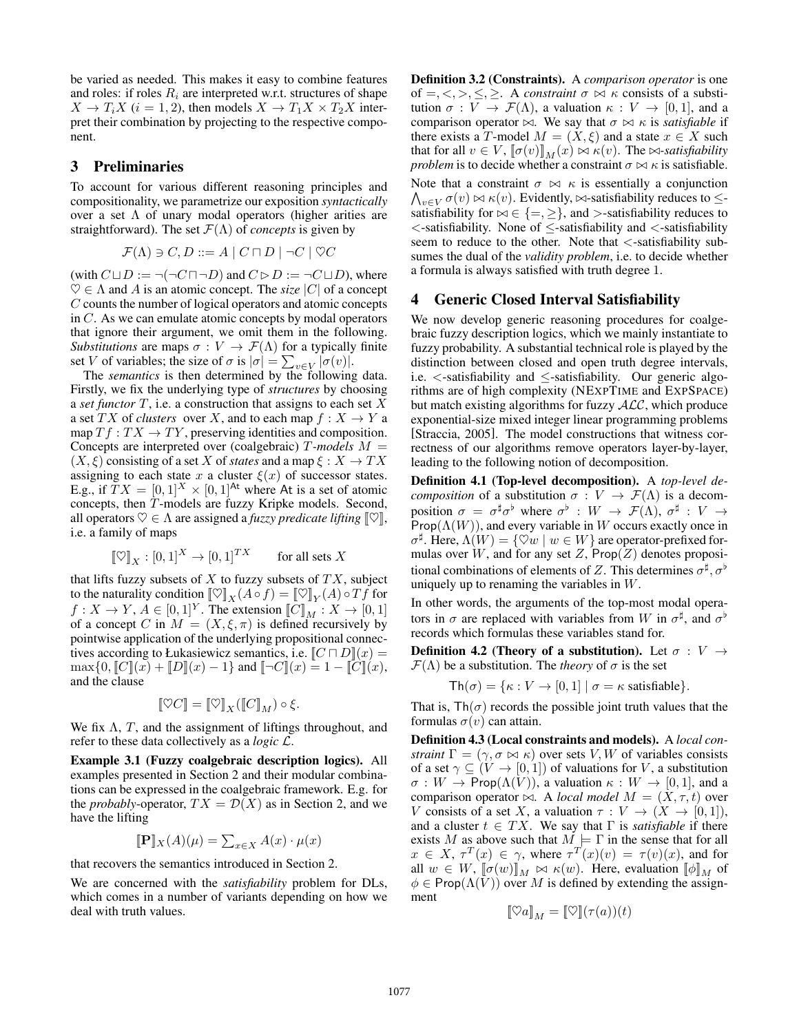be varied as needed. This makes it easy to combine features and roles: if roles $R_i$ are interpreted w.r.t. structures of shape $X \to T_i X$ ($i = 1, 2$), then models $X \to T_1 X \times T_2 X$ interpret their combination by projecting to the respective component.

## 3 Preliminaries

To account for various different reasoning principles and compositionality, we parametrize our exposition *syntactically* over a set $\Lambda$ of unary modal operators (higher arities are straightforward). The set $\mathcal{F}(\Lambda)$ of *concepts* is given by

$$\mathcal{F}(\Lambda) \ni C, D ::= A \mid C \sqcap D \mid \neg C \mid \heartsuit C$$

(with $C \sqcup D := \neg(\neg C \sqcap \neg D)$ and $C \rhd D := \neg C \sqcup D$), where $\heartsuit \in \Lambda$ and $A$ is an atomic concept. The *size* $|C|$ of a concept $C$ counts the number of logical operators and atomic concepts in $C$. As we can emulate atomic concepts by modal operators that ignore their argument, we omit them in the following. *Substitutions* are maps $\sigma : V \to \mathcal{F}(\Lambda)$ for a typically finite set $V$ of variables; the size of $\sigma$ is $|\sigma| = \sum_{v \in V} |\sigma(v)|$.

The *semantics* is then determined by the following data. Firstly, we fix the underlying type of *structures* by choosing a *set functor* $T$, i.e. a construction that assigns to each set $X$ a set $TX$ of *clusters* over $X$, and to each map $f : X \to Y$ a map $Tf : TX \to TY$, preserving identities and composition. Concepts are interpreted over (coalgebraic) $T$-*models* $M = (X, \xi)$ consisting of a set $X$ of *states* and a map $\xi : X \to TX$ assigning to each state $x$ a cluster $\xi(x)$ of successor states. E.g., if $TX = [0,1]^X \times [0,1]^{\mathsf{At}}$ where At is a set of atomic concepts, then $T$-models are fuzzy Kripke models. Second, all operators $\heartsuit \in \Lambda$ are assigned a *fuzzy predicate lifting* $[\![\heartsuit]\!]$, i.e. a family of maps

$$[\![\heartsuit]\!]_X : [0,1]^X \to [0,1]^{TX} \qquad \text{for all sets } X$$

that lifts fuzzy subsets of $X$ to fuzzy subsets of $TX$, subject to the naturality condition $[\![\heartsuit]\!]_X(A \circ f) = [\![\heartsuit]\!]_Y(A) \circ Tf$ for $f : X \to Y$, $A \in [0,1]^Y$. The extension $[\![C]\!]_M : X \to [0,1]$ of a concept $C$ in $M = (X, \xi, \pi)$ is defined recursively by pointwise application of the underlying propositional connectives according to Łukasiewicz semantics, i.e. $[\![C \sqcap D]\!](x) = \max\{0, [\![C]\!](x) + [\![D]\!](x) - 1\}$ and $[\![\neg C]\!](x) = 1 - [\![C]\!](x)$, and the clause

$$[\![\heartsuit C]\!] = [\![\heartsuit]\!]_X([\![C]\!]_M) \circ \xi.$$

We fix $\Lambda$, $T$, and the assignment of liftings throughout, and refer to these data collectively as a *logic* $\mathcal{L}$.

**Example 3.1 (Fuzzy coalgebraic description logics).** All examples presented in Section 2 and their modular combinations can be expressed in the coalgebraic framework. E.g. for the *probably*-operator, $TX = \mathcal{D}(X)$ as in Section 2, and we have the lifting

$$[\![\mathbf{P}]\!]_X(A)(\mu) = \sum_{x \in X} A(x) \cdot \mu(x)$$

that recovers the semantics introduced in Section 2.

We are concerned with the *satisfiability* problem for DLs, which comes in a number of variants depending on how we deal with truth values.

**Definition 3.2 (Constraints).** A *comparison operator* is one of $=, <, >, \leq, \geq$. A *constraint* $\sigma \bowtie \kappa$ consists of a substitution $\sigma : V \to \mathcal{F}(\Lambda)$, a valuation $\kappa : V \to [0,1]$, and a comparison operator $\bowtie$. We say that $\sigma \bowtie \kappa$ is *satisfiable* if there exists a $T$-model $M = (X, \xi)$ and a state $x \in X$ such that for all $v \in V$, $[\![\sigma(v)]\!]_M(x) \bowtie \kappa(v)$. The $\bowtie$-*satisfiability problem* is to decide whether a constraint $\sigma \bowtie \kappa$ is satisfiable.

Note that a constraint $\sigma \bowtie \kappa$ is essentially a conjunction $\bigwedge_{v \in V} \sigma(v) \bowtie \kappa(v)$. Evidently, $\bowtie$-satisfiability reduces to $\leq$-satisfiability for $\bowtie \in \{=, \geq\}$, and $>$-satisfiability reduces to $<$-satisfiability. None of $\leq$-satisfiability and $<$-satisfiability seem to reduce to the other. Note that $<$-satisfiability subsumes the dual of the *validity problem*, i.e. to decide whether a formula is always satisfied with truth degree 1.

## 4 Generic Closed Interval Satisfiability

We now develop generic reasoning procedures for coalgebraic fuzzy description logics, which we mainly instantiate to fuzzy probability. A substantial technical role is played by the distinction between closed and open truth degree intervals, i.e. $<$-satisfiability and $\leq$-satisfiability. Our generic algorithms are of high complexity (NEXPTIME and EXPSPACE) but match existing algorithms for fuzzy $\mathcal{ALC}$, which produce exponential-size mixed integer linear programming problems [Straccia, 2005]. The model constructions that witness correctness of our algorithms remove operators layer-by-layer, leading to the following notion of decomposition.

**Definition 4.1 (Top-level decomposition).** A *top-level decomposition* of a substitution $\sigma : V \to \mathcal{F}(\Lambda)$ is a decomposition $\sigma = \sigma^\sharp \sigma^\flat$ where $\sigma^\flat : W \to \mathcal{F}(\Lambda)$, $\sigma^\sharp : V \to \mathsf{Prop}(\Lambda(W))$, and every variable in $W$ occurs exactly once in $\sigma^\sharp$. Here, $\Lambda(W) = \{\heartsuit w \mid w \in W\}$ are operator-prefixed formulas over $W$, and for any set $Z$, $\mathsf{Prop}(Z)$ denotes propositional combinations of elements of $Z$. This determines $\sigma^\sharp, \sigma^\flat$ uniquely up to renaming the variables in $W$.

In other words, the arguments of the top-most modal operators in $\sigma$ are replaced with variables from $W$ in $\sigma^\sharp$, and $\sigma^\flat$ records which formulas these variables stand for.

**Definition 4.2 (Theory of a substitution).** Let $\sigma : V \to \mathcal{F}(\Lambda)$ be a substitution. The *theory* of $\sigma$ is the set

$$\mathsf{Th}(\sigma) = \{\kappa : V \to [0,1] \mid \sigma = \kappa \text{ satisfiable}\}.$$

That is, $\mathsf{Th}(\sigma)$ records the possible joint truth values that the formulas $\sigma(v)$ can attain.

**Definition 4.3 (Local constraints and models).** A *local constraint* $\Gamma = (\gamma, \sigma \bowtie \kappa)$ over sets $V, W$ of variables consists of a set $\gamma \subseteq (V \to [0,1])$ of valuations for $V$, a substitution $\sigma : W \to \mathsf{Prop}(\Lambda(V))$, a valuation $\kappa : W \to [0,1]$, and a comparison operator $\bowtie$. A *local model* $M = (X, \tau, t)$ over $V$ consists of a set $X$, a valuation $\tau : V \to (X \to [0,1])$, and a cluster $t \in TX$. We say that $\Gamma$ is *satisfiable* if there exists $M$ as above such that $M \models \Gamma$ in the sense that for all $x \in X$, $\tau^T(x) \in \gamma$, where $\tau^T(x)(v) = \tau(v)(x)$, and for all $w \in W$, $[\![\sigma(w)]\!]_M \bowtie \kappa(w)$. Here, evaluation $[\![\phi]\!]_M$ of $\phi \in \mathsf{Prop}(\Lambda(V))$ over $M$ is defined by extending the assignment

$$[\![\heartsuit a]\!]_M = [\![\heartsuit]\!](\tau(a))(t)$$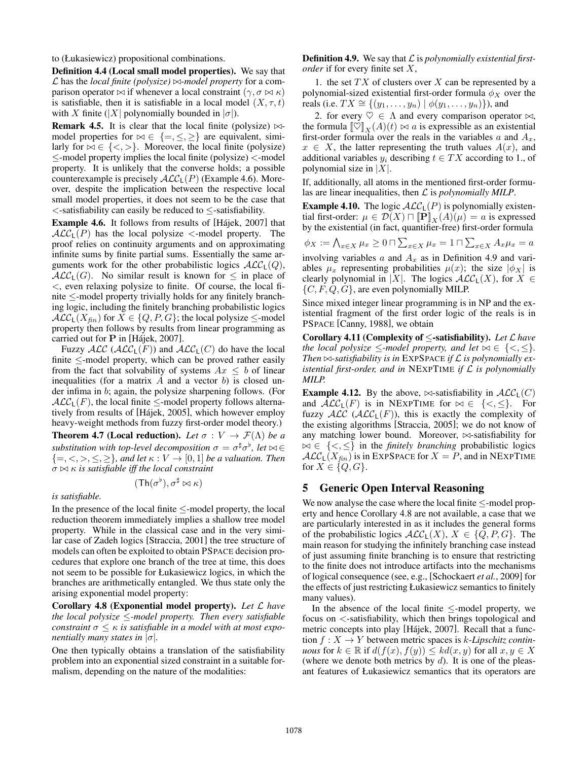to (Łukasiewicz) propositional combinations.

**Definition 4.4 (Local small model properties).** We say that $\mathcal{L}$ has the *local finite (polysize) $\bowtie$-model property* for a comparison operator $\bowtie$ if whenever a local constraint $(\gamma, \sigma \bowtie \kappa)$ is satisfiable, then it is satisfiable in a local model $(X, \tau, t)$ with $X$ finite ($|X|$ polynomially bounded in $|\sigma|$).

**Remark 4.5.** It is clear that the local finite (polysize) $\bowtie$-model properties for $\bowtie \in \{=, \leq, \geq\}$ are equivalent, similarly for $\bowtie \in \{<, >\}$. Moreover, the local finite (polysize) $\leq$-model property implies the local finite (polysize) $<$-model property. It is unlikely that the converse holds; a possible counterexample is precisely $\mathcal{ALC}_{\mathsf{L}}(P)$ (Example 4.6). Moreover, despite the implication between the respective local small model properties, it does not seem to be the case that $<$-satisfiability can easily be reduced to $\leq$-satisfiability.

**Example 4.6.** It follows from results of [Hájek, 2007] that $\mathcal{ALC}_{\mathsf{L}}(P)$ has the local polysize $<$-model property. The proof relies on continuity arguments and on approximating infinite sums by finite partial sums. Essentially the same arguments work for the other probabilistic logics $\mathcal{ALC}_{\mathsf{L}}(Q)$, $\mathcal{ALC}_{\mathsf{L}}(G)$. No similar result is known for $\leq$ in place of $<$, even relaxing polysize to finite. Of course, the local finite $\leq$-model property trivially holds for any finitely branching logic, including the finitely branching probabilistic logics $\mathcal{ALC}_{\mathsf{L}}(X_{fin})$ for $X \in \{Q, P, G\}$; the local polysize $\leq$-model property then follows by results from linear programming as carried out for $\mathbf{P}$ in [Hájek, 2007].

Fuzzy $\mathcal{ALC}$ ($\mathcal{ALC}_{\mathsf{L}}(F)$) and $\mathcal{ALC}_{\mathsf{L}}(C)$ do have the local finite $\leq$-model property, which can be proved rather easily from the fact that solvability of systems $Ax \leq b$ of linear inequalities (for a matrix $A$ and a vector $b$) is closed under infima in $b$; again, the polysize sharpening follows. (For $\mathcal{ALC}_{\mathsf{L}}(F)$, the local finite $\leq$-model property follows alternatively from results of [Hájek, 2005], which however employ heavy-weight methods from fuzzy first-order model theory.)

**Theorem 4.7 (Local reduction).** *Let $\sigma : V \to \mathcal{F}(\Lambda)$ be a substitution with top-level decomposition $\sigma = \sigma^\sharp \sigma^\flat$, let $\bowtie \in \{=, <, >, \leq, \geq\}$, and let $\kappa : V \to [0, 1]$ be a valuation. Then $\sigma \bowtie \kappa$ is satisfiable iff the local constraint*

$$(\mathsf{Th}(\sigma^\flat), \sigma^\sharp \bowtie \kappa)$$

*is satisfiable.*

In the presence of the local finite $\leq$-model property, the local reduction theorem immediately implies a shallow tree model property. While in the classical case and in the very similar case of Zadeh logics [Straccia, 2001] the tree structure of models can often be exploited to obtain PSPACE decision procedures that explore one branch of the tree at time, this does not seem to be possible for Łukasiewicz logics, in which the branches are arithmetically entangled. We thus state only the arising exponential model property:

**Corollary 4.8 (Exponential model property).** *Let $\mathcal{L}$ have the local polysize $\leq$-model property. Then every satisfiable constraint $\sigma \leq \kappa$ is satisfiable in a model with at most exponentially many states in $|\sigma|$.*

One then typically obtains a translation of the satisfiability problem into an exponential sized constraint in a suitable formalism, depending on the nature of the modalities:

**Definition 4.9.** We say that $\mathcal{L}$ is *polynomially existential first-order* if for every finite set $X$,

1. the set $TX$ of clusters over $X$ can be represented by a polynomial-sized existential first-order formula $\phi_X$ over the reals (i.e. $TX \cong \{(y_1, \dots, y_n) \mid \phi(y_1, \dots, y_n)\}$), and

2. for every $\heartsuit \in \Lambda$ and every comparison operator $\bowtie$, the formula $[\![\heartsuit]\!]_X(A)(t) \bowtie a$ is expressible as an existential first-order formula over the reals in the variables $a$ and $A_x$, $x \in X$, the latter representing the truth values $A(x)$, and additional variables $y_i$ describing $t \in TX$ according to 1., of polynomial size in $|X|$.

If, additionally, all atoms in the mentioned first-order formulas are linear inequalities, then $\mathcal{L}$ is *polynomially MILP*.

**Example 4.10.** The logic $\mathcal{ALC}_{\mathsf{L}}(P)$ is polynomially existential first-order: $\mu \in \mathcal{D}(X) \sqcap [\![\mathbf{P}]\!]_X(A)(\mu) = a$ is expressed by the existential (in fact, quantifier-free) first-order formula

$$\phi_X := \textstyle\bigwedge_{x \in X} \mu_x \geq 0 \sqcap \sum_{x \in X} \mu_x = 1 \sqcap \sum_{x \in X} A_x \mu_x = a$$

involving variables $a$ and $A_x$ as in Definition 4.9 and variables $\mu_x$ representing probabilities $\mu(x)$; the size $|\phi_X|$ is clearly polynomial in $|X|$. The logics $\mathcal{ALC}_{\mathsf{L}}(X)$, for $X \in \{C, F, Q, G\}$, are even polynomially MILP.

Since mixed integer linear programming is in NP and the existential fragment of the first order logic of the reals is in PSPACE [Canny, 1988], we obtain

**Corollary 4.11 (Complexity of $\leq$-satisfiability).** *Let $\mathcal{L}$ have the local polysize $\leq$-model property, and let $\bowtie \in \{<, \leq\}$. Then $\bowtie$-satisfiability is in* EXPSPACE *if $\mathcal{L}$ is polynomially existential first-order, and in* NEXPTIME *if $\mathcal{L}$ is polynomially MILP.*

**Example 4.12.** By the above, $\bowtie$-satisfiability in $\mathcal{ALC}_{\mathsf{L}}(C)$ and $\mathcal{ALC}_{\mathsf{L}}(F)$ is in NEXPTIME for $\bowtie \in \{<, \leq\}$. For fuzzy $\mathcal{ALC}$ ($\mathcal{ALC}_{\mathsf{L}}(F)$), this is exactly the complexity of the existing algorithms [Straccia, 2005]; we do not know of any matching lower bound. Moreover, $\bowtie$-satisfiability for $\bowtie \in \{<, \leq\}$ in the *finitely branching* probabilistic logics $\mathcal{ALC}_{\mathsf{L}}(X_{fin})$ is in EXPSPACE for $X = P$, and in NEXPTIME for $X \in \{Q, G\}$.

## 5 Generic Open Interval Reasoning

We now analyse the case where the local finite $\leq$-model property and hence Corollary 4.8 are not available, a case that we are particularly interested in as it includes the general forms of the probabilistic logics $\mathcal{ALC}_{\mathsf{L}}(X)$, $X \in \{Q, P, G\}$. The main reason for studying the infinitely branching case instead of just assuming finite branching is to ensure that restricting to the finite does not introduce artifacts into the mechanisms of logical consequence (see, e.g., [Schockaert *et al.*, 2009] for the effects of just restricting Łukasiewicz semantics to finitely many values).

In the absence of the local finite $\leq$-model property, we focus on $<$-satisfiability, which then brings topological and metric concepts into play [Hájek, 2007]. Recall that a function $f : X \to Y$ between metric spaces is *$k$-Lipschitz continuous* for $k \in \mathbb{R}$ if $d(f(x), f(y)) \leq kd(x, y)$ for all $x, y \in X$ (where we denote both metrics by $d$). It is one of the pleasant features of Łukasiewicz semantics that its operators are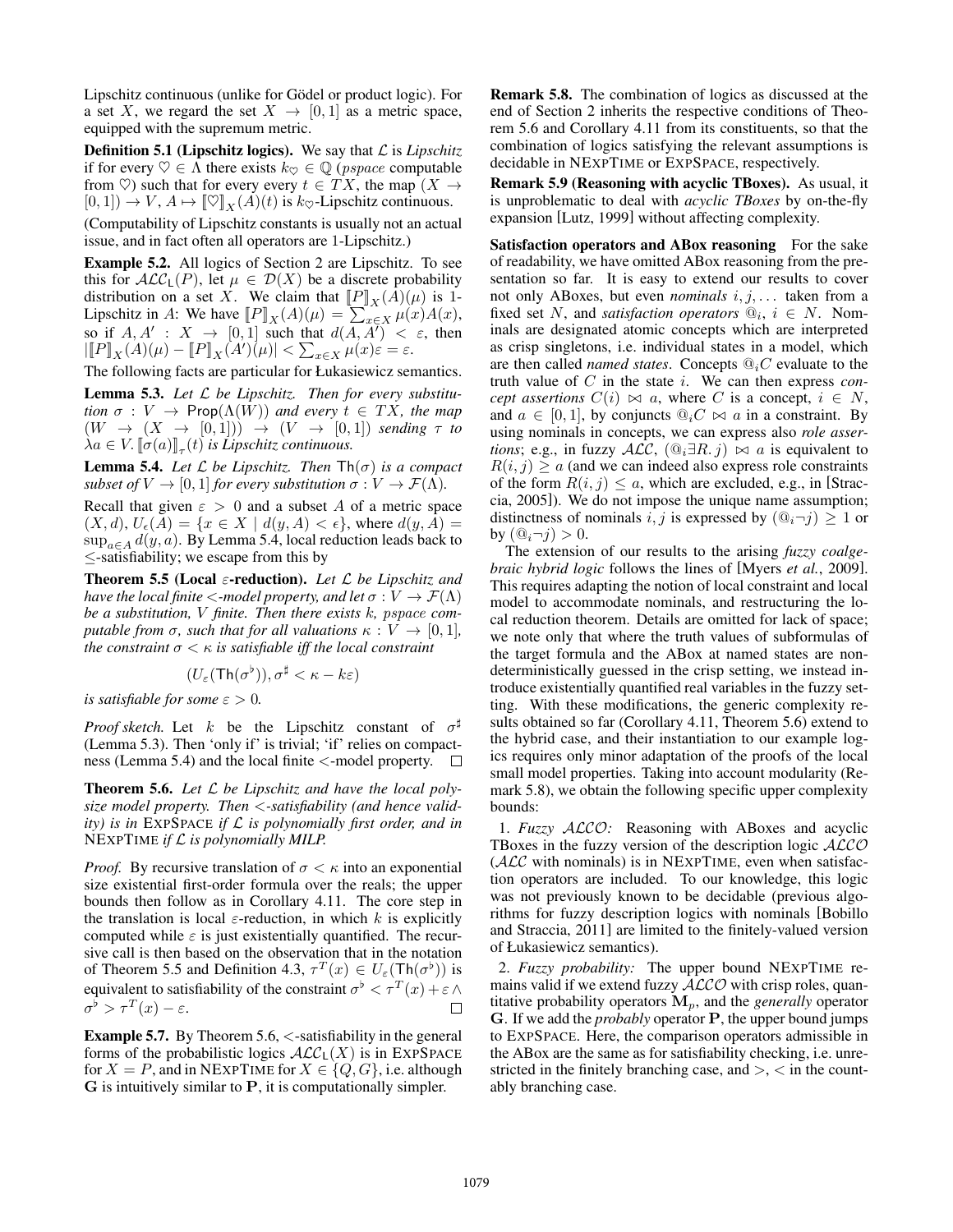Lipschitz continuous (unlike for Gödel or product logic). For a set $X$, we regard the set $X \to [0,1]$ as a metric space, equipped with the supremum metric.

**Definition 5.1 (Lipschitz logics).** We say that $\mathcal{L}$ is *Lipschitz* if for every $\heartsuit \in \Lambda$ there exists $k_\heartsuit \in \mathbb{Q}$ (*pspace* computable from $\heartsuit$) such that for every every $t \in TX$, the map $(X \to [0,1]) \to V$, $A \mapsto [\![\heartsuit]\!]_X(A)(t)$ is $k_\heartsuit$-Lipschitz continuous.

(Computability of Lipschitz constants is usually not an actual issue, and in fact often all operators are 1-Lipschitz.)

**Example 5.2.** All logics of Section 2 are Lipschitz. To see this for $\mathcal{ALC}_\mathsf{L}(P)$, let $\mu \in \mathcal{D}(X)$ be a discrete probability distribution on a set $X$. We claim that $[\![P]\!]_X(A)(\mu)$ is 1-Lipschitz in $A$: We have $[\![P]\!]_X(A)(\mu) = \sum_{x \in X} \mu(x)A(x)$, so if $A, A' : X \to [0,1]$ such that $d(A, A') < \varepsilon$, then $|[\![P]\!]_X(A)(\mu) - [\![P]\!]_X(A')(\mu)| < \sum_{x \in X} \mu(x)\varepsilon = \varepsilon$.

The following facts are particular for Łukasiewicz semantics.

**Lemma 5.3.** *Let $\mathcal{L}$ be Lipschitz. Then for every substitution $\sigma : V \to \mathsf{Prop}(\Lambda(W))$ and every $t \in TX$, the map $(W \to (X \to [0,1])) \to (V \to [0,1])$ sending $\tau$ to $\lambda a \in V. [\![\sigma(a)]\!]_\tau(t)$ is Lipschitz continuous.*

**Lemma 5.4.** *Let $\mathcal{L}$ be Lipschitz. Then $\mathsf{Th}(\sigma)$ is a compact subset of $V \to [0,1]$ for every substitution $\sigma : V \to \mathcal{F}(\Lambda)$.*

Recall that given $\varepsilon > 0$ and a subset $A$ of a metric space $(X, d)$, $U_\epsilon(A) = \{x \in X \mid d(y, A) < \epsilon\}$, where $d(y, A) = \sup_{a \in A} d(y, a)$. By Lemma 5.4, local reduction leads back to $\leq$-satisfiability; we escape from this by

**Theorem 5.5 (Local $\varepsilon$-reduction).** *Let $\mathcal{L}$ be Lipschitz and have the local finite $<$-model property, and let $\sigma : V \to \mathcal{F}(\Lambda)$ be a substitution, $V$ finite. Then there exists $k$, pspace computable from $\sigma$, such that for all valuations $\kappa : V \to [0,1]$, the constraint $\sigma < \kappa$ is satisfiable iff the local constraint*

$$(U_\varepsilon(\mathsf{Th}(\sigma^\flat)), \sigma^\sharp < \kappa - k\varepsilon)$$

*is satisfiable for some $\varepsilon > 0$.*

*Proof sketch.* Let $k$ be the Lipschitz constant of $\sigma^\sharp$ (Lemma 5.3). Then 'only if' is trivial; 'if' relies on compactness (Lemma 5.4) and the local finite $<$-model property. □

**Theorem 5.6.** *Let $\mathcal{L}$ be Lipschitz and have the local polysize model property. Then $<$-satisfiability (and hence validity) is in* EXPSPACE *if $\mathcal{L}$ is polynomially first order, and in* NEXPTIME *if $\mathcal{L}$ is polynomially MILP.*

*Proof.* By recursive translation of $\sigma < \kappa$ into an exponential size existential first-order formula over the reals; the upper bounds then follow as in Corollary 4.11. The core step in the translation is local $\varepsilon$-reduction, in which $k$ is explicitly computed while $\varepsilon$ is just existentially quantified. The recursive call is then based on the observation that in the notation of Theorem 5.5 and Definition 4.3, $\tau^T(x) \in U_\varepsilon(\mathsf{Th}(\sigma^\flat))$ is equivalent to satisfiability of the constraint $\sigma^\flat < \tau^T(x) + \varepsilon \wedge \sigma^\flat > \tau^T(x) - \varepsilon$. □

**Example 5.7.** By Theorem 5.6, $<$-satisfiability in the general forms of the probabilistic logics $\mathcal{ALC}_\mathsf{L}(X)$ is in EXPSPACE for $X = P$, and in NEXPTIME for $X \in \{Q, G\}$, i.e. although $\mathbf{G}$ is intuitively similar to $\mathbf{P}$, it is computationally simpler.

**Remark 5.8.** The combination of logics as discussed at the end of Section 2 inherits the respective conditions of Theorem 5.6 and Corollary 4.11 from its constituents, so that the combination of logics satisfying the relevant assumptions is decidable in NEXPTIME or EXPSPACE, respectively.

**Remark 5.9 (Reasoning with acyclic TBoxes).** As usual, it is unproblematic to deal with *acyclic TBoxes* by on-the-fly expansion [Lutz, 1999] without affecting complexity.

**Satisfaction operators and ABox reasoning** For the sake of readability, we have omitted ABox reasoning from the presentation so far. It is easy to extend our results to cover not only ABoxes, but even *nominals* $i, j, \ldots$ taken from a fixed set $N$, and *satisfaction operators* $@_i$, $i \in N$. Nominals are designated atomic concepts which are interpreted as crisp singletons, i.e. individual states in a model, which are then called *named states*. Concepts $@_i C$ evaluate to the truth value of $C$ in the state $i$. We can then express *concept assertions* $C(i) \bowtie a$, where $C$ is a concept, $i \in N$, and $a \in [0,1]$, by conjuncts $@_i C \bowtie a$ in a constraint. By using nominals in concepts, we can express also *role assertions*; e.g., in fuzzy $\mathcal{ALC}$, $(@_i \exists R.\, j) \bowtie a$ is equivalent to $R(i, j) \geq a$ (and we can indeed also express role constraints of the form $R(i, j) \leq a$, which are excluded, e.g., in [Straccia, 2005]). We do not impose the unique name assumption; distinctness of nominals $i, j$ is expressed by $(@_i \neg j) \geq 1$ or by $(@_i \neg j) > 0$.

The extension of our results to the arising *fuzzy coalgebraic hybrid logic* follows the lines of [Myers *et al.*, 2009]. This requires adapting the notion of local constraint and local model to accommodate nominals, and restructuring the local reduction theorem. Details are omitted for lack of space; we note only that where the truth values of subformulas of the target formula and the ABox at named states are nondeterministically guessed in the crisp setting, we instead introduce existentially quantified real variables in the fuzzy setting. With these modifications, the generic complexity results obtained so far (Corollary 4.11, Theorem 5.6) extend to the hybrid case, and their instantiation to our example logics requires only minor adaptation of the proofs of the local small model properties. Taking into account modularity (Remark 5.8), we obtain the following specific upper complexity bounds:

1. *Fuzzy $\mathcal{ALCO}$:* Reasoning with ABoxes and acyclic TBoxes in the fuzzy version of the description logic $\mathcal{ALCO}$ ($\mathcal{ALC}$ with nominals) is in NEXPTIME, even when satisfaction operators are included. To our knowledge, this logic was not previously known to be decidable (previous algorithms for fuzzy description logics with nominals [Bobillo and Straccia, 2011] are limited to the finitely-valued version of Łukasiewicz semantics).

2. *Fuzzy probability:* The upper bound NEXPTIME remains valid if we extend fuzzy $\mathcal{ALCO}$ with crisp roles, quantitative probability operators $\mathbf{M}_p$, and the *generally* operator $\mathbf{G}$. If we add the *probably* operator $\mathbf{P}$, the upper bound jumps to EXPSPACE. Here, the comparison operators admissible in the ABox are the same as for satisfiability checking, i.e. unrestricted in the finitely branching case, and $>$, $<$ in the countably branching case.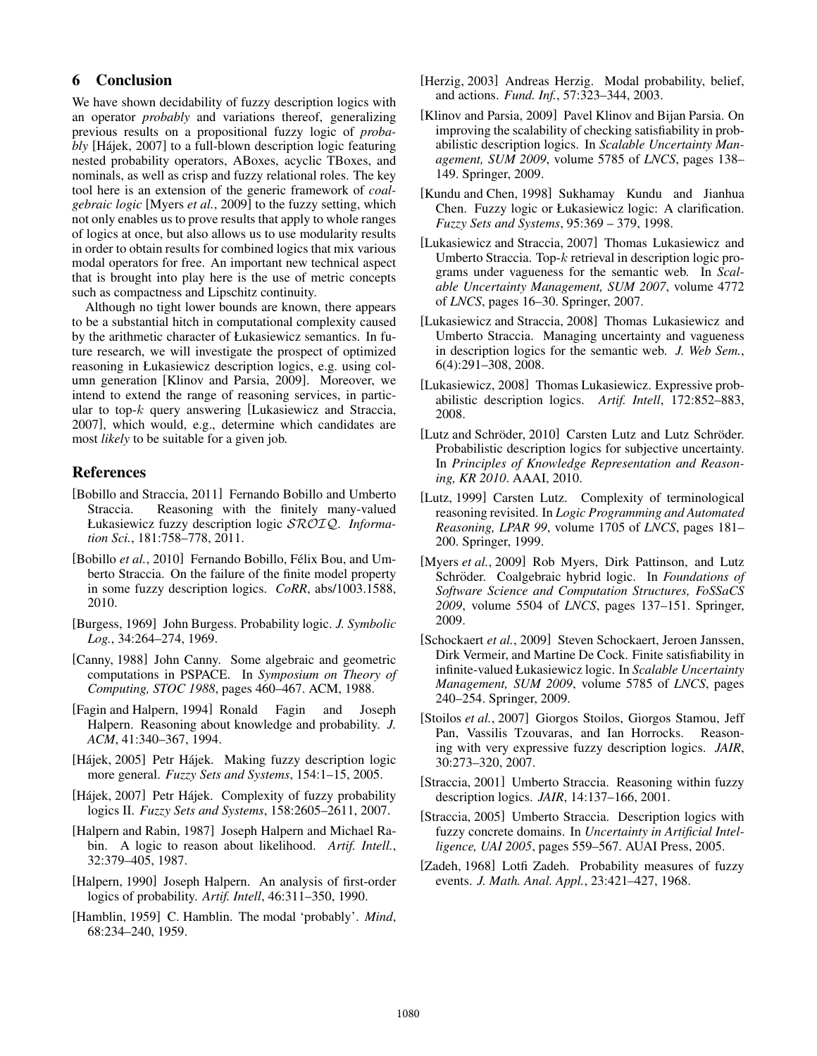## 6 Conclusion

We have shown decidability of fuzzy description logics with an operator *probably* and variations thereof, generalizing previous results on a propositional fuzzy logic of *probably* [Hájek, 2007] to a full-blown description logic featuring nested probability operators, ABoxes, acyclic TBoxes, and nominals, as well as crisp and fuzzy relational roles. The key tool here is an extension of the generic framework of *coalgebraic logic* [Myers *et al.*, 2009] to the fuzzy setting, which not only enables us to prove results that apply to whole ranges of logics at once, but also allows us to use modularity results in order to obtain results for combined logics that mix various modal operators for free. An important new technical aspect that is brought into play here is the use of metric concepts such as compactness and Lipschitz continuity.

Although no tight lower bounds are known, there appears to be a substantial hitch in computational complexity caused by the arithmetic character of Łukasiewicz semantics. In future research, we will investigate the prospect of optimized reasoning in Łukasiewicz description logics, e.g. using column generation [Klinov and Parsia, 2009]. Moreover, we intend to extend the range of reasoning services, in particular to top-$k$ query answering [Lukasiewicz and Straccia, 2007], which would, e.g., determine which candidates are most *likely* to be suitable for a given job.

## References

[Bobillo and Straccia, 2011] Fernando Bobillo and Umberto Straccia. Reasoning with the finitely many-valued Łukasiewicz fuzzy description logic $\mathcal{SROIQ}$. *Information Sci.*, 181:758–778, 2011.

[Bobillo *et al.*, 2010] Fernando Bobillo, Félix Bou, and Umberto Straccia. On the failure of the finite model property in some fuzzy description logics. *CoRR*, abs/1003.1588, 2010.

[Burgess, 1969] John Burgess. Probability logic. *J. Symbolic Log.*, 34:264–274, 1969.

[Canny, 1988] John Canny. Some algebraic and geometric computations in PSPACE. In *Symposium on Theory of Computing, STOC 1988*, pages 460–467. ACM, 1988.

[Fagin and Halpern, 1994] Ronald Fagin and Joseph Halpern. Reasoning about knowledge and probability. *J. ACM*, 41:340–367, 1994.

[Hájek, 2005] Petr Hájek. Making fuzzy description logic more general. *Fuzzy Sets and Systems*, 154:1–15, 2005.

[Hájek, 2007] Petr Hájek. Complexity of fuzzy probability logics II. *Fuzzy Sets and Systems*, 158:2605–2611, 2007.

[Halpern and Rabin, 1987] Joseph Halpern and Michael Rabin. A logic to reason about likelihood. *Artif. Intell.*, 32:379–405, 1987.

[Halpern, 1990] Joseph Halpern. An analysis of first-order logics of probability. *Artif. Intell*, 46:311–350, 1990.

[Hamblin, 1959] C. Hamblin. The modal 'probably'. *Mind*, 68:234–240, 1959.

[Herzig, 2003] Andreas Herzig. Modal probability, belief, and actions. *Fund. Inf.*, 57:323–344, 2003.

[Klinov and Parsia, 2009] Pavel Klinov and Bijan Parsia. On improving the scalability of checking satisfiability in probabilistic description logics. In *Scalable Uncertainty Management, SUM 2009*, volume 5785 of *LNCS*, pages 138–149. Springer, 2009.

[Kundu and Chen, 1998] Sukhamay Kundu and Jianhua Chen. Fuzzy logic or Łukasiewicz logic: A clarification. *Fuzzy Sets and Systems*, 95:369 – 379, 1998.

[Lukasiewicz and Straccia, 2007] Thomas Lukasiewicz and Umberto Straccia. Top-$k$ retrieval in description logic programs under vagueness for the semantic web. In *Scalable Uncertainty Management, SUM 2007*, volume 4772 of *LNCS*, pages 16–30. Springer, 2007.

[Lukasiewicz and Straccia, 2008] Thomas Lukasiewicz and Umberto Straccia. Managing uncertainty and vagueness in description logics for the semantic web. *J. Web Sem.*, 6(4):291–308, 2008.

[Lukasiewicz, 2008] Thomas Lukasiewicz. Expressive probabilistic description logics. *Artif. Intell*, 172:852–883, 2008.

[Lutz and Schröder, 2010] Carsten Lutz and Lutz Schröder. Probabilistic description logics for subjective uncertainty. In *Principles of Knowledge Representation and Reasoning, KR 2010*. AAAI, 2010.

[Lutz, 1999] Carsten Lutz. Complexity of terminological reasoning revisited. In *Logic Programming and Automated Reasoning, LPAR 99*, volume 1705 of *LNCS*, pages 181–200. Springer, 1999.

[Myers *et al.*, 2009] Rob Myers, Dirk Pattinson, and Lutz Schröder. Coalgebraic hybrid logic. In *Foundations of Software Science and Computation Structures, FoSSaCS 2009*, volume 5504 of *LNCS*, pages 137–151. Springer, 2009.

[Schockaert *et al.*, 2009] Steven Schockaert, Jeroen Janssen, Dirk Vermeir, and Martine De Cock. Finite satisfiability in infinite-valued Łukasiewicz logic. In *Scalable Uncertainty Management, SUM 2009*, volume 5785 of *LNCS*, pages 240–254. Springer, 2009.

[Stoilos *et al.*, 2007] Giorgos Stoilos, Giorgos Stamou, Jeff Pan, Vassilis Tzouvaras, and Ian Horrocks. Reasoning with very expressive fuzzy description logics. *JAIR*, 30:273–320, 2007.

[Straccia, 2001] Umberto Straccia. Reasoning within fuzzy description logics. *JAIR*, 14:137–166, 2001.

[Straccia, 2005] Umberto Straccia. Description logics with fuzzy concrete domains. In *Uncertainty in Artificial Intelligence, UAI 2005*, pages 559–567. AUAI Press, 2005.

[Zadeh, 1968] Lotfi Zadeh. Probability measures of fuzzy events. *J. Math. Anal. Appl.*, 23:421–427, 1968.